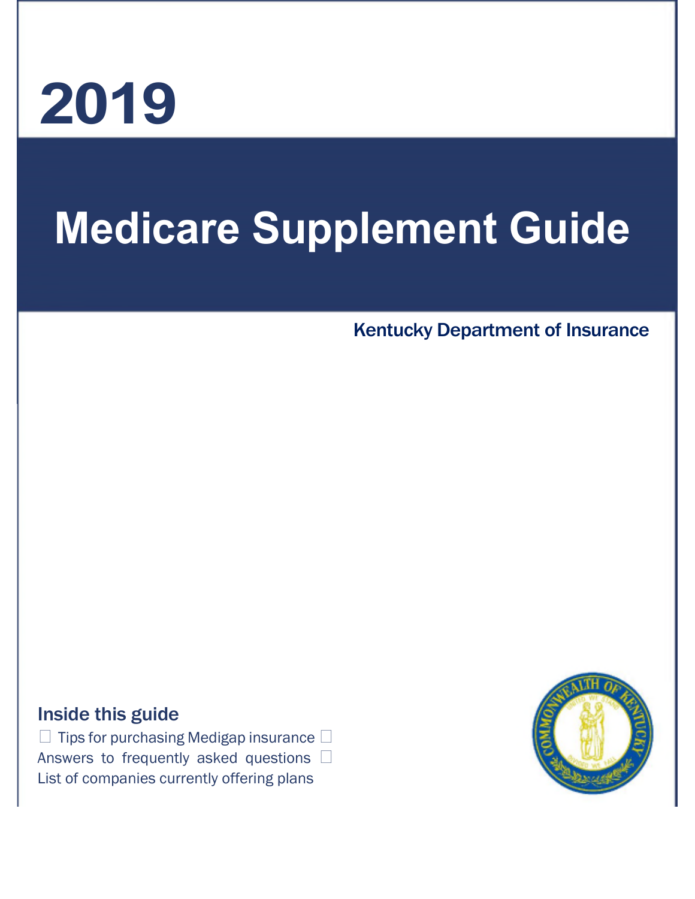# 2019

# Medicare Supplement Guide

Kentucky Department of Insurance

## Inside this guide

- Tips for purchasing Medigap insurance
- Answers to frequently asked questions
- List of companies currently offering plans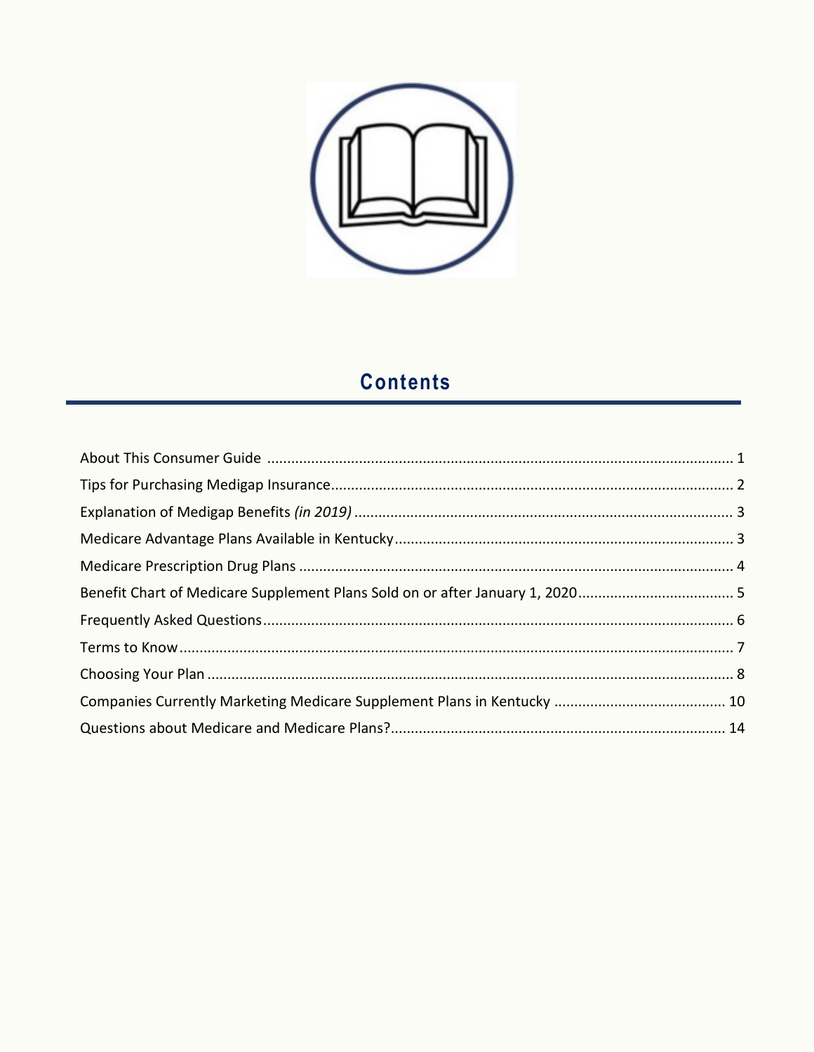## Contents

About This Consumer Guide .................................................... 1

Tips for Purchasing Medigap Insurance .................................................... 2

Explanation of Medigap Benefits *(in 2019)* .................................................... 3

Medicare Advantage Plans Available in Kentucky .................................................... 3

Medicare Prescription Drug Plans .................................................... 4

Benefit Chart of Medicare Supplement Plans Sold on or after January 1, 2020 .................................................... 5

Frequently Asked Questions .................................................... 6

Terms to Know .................................................... 7

Choosing Your Plan .................................................... 8

Companies Currently Marketing Medicare Supplement Plans in Kentucky .................................................... 10

Questions about Medicare and Medicare Plans? .................................................... 14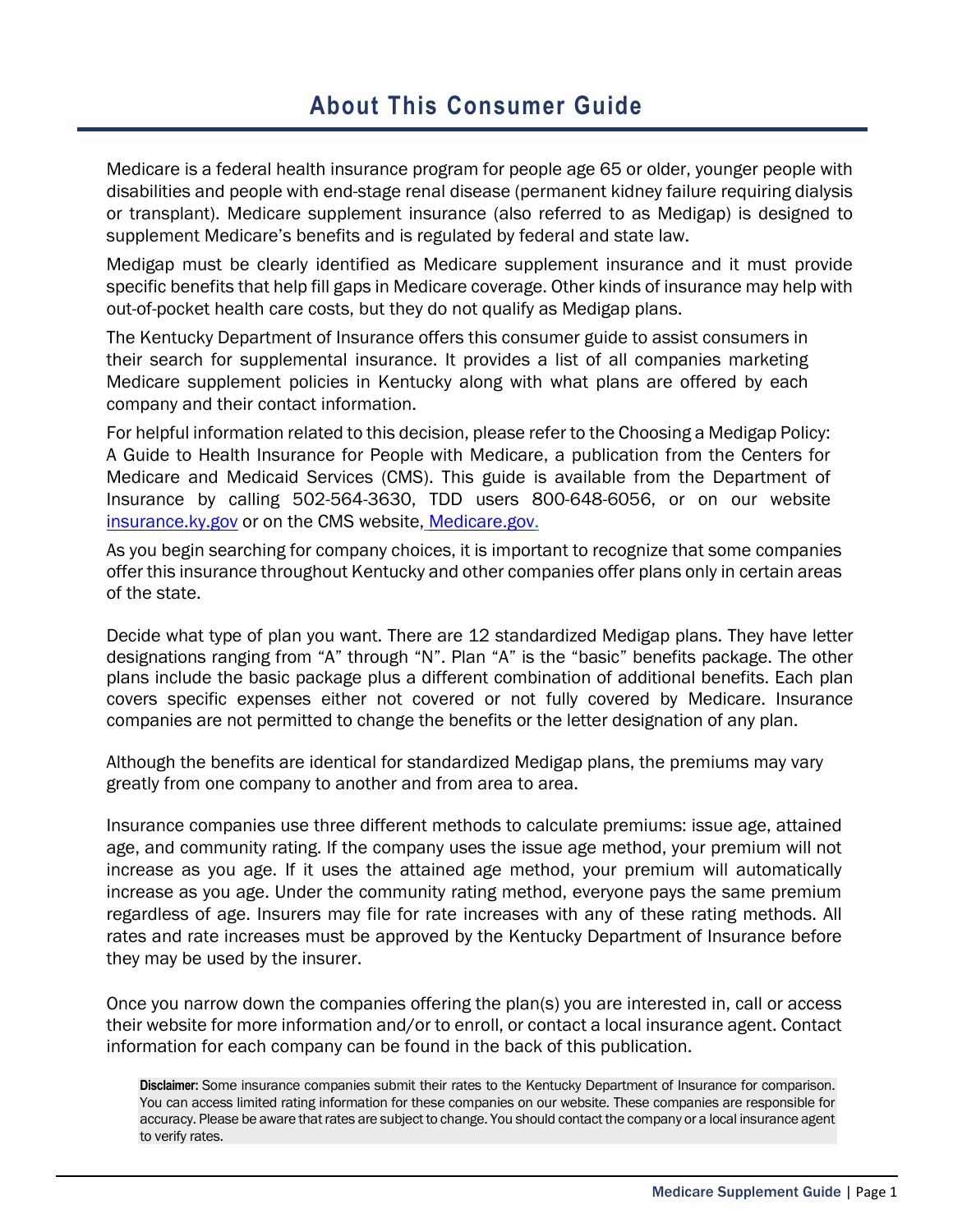# About This Consumer Guide

Medicare is a federal health insurance program for people age 65 or older, younger people with disabilities and people with end-stage renal disease (permanent kidney failure requiring dialysis or transplant). Medicare supplement insurance (also referred to as Medigap) is designed to supplement Medicare's benefits and is regulated by federal and state law.

Medigap must be clearly identified as Medicare supplement insurance and it must provide specific benefits that help fill gaps in Medicare coverage. Other kinds of insurance may help with out-of-pocket health care costs, but they do not qualify as Medigap plans.

The Kentucky Department of Insurance offers this consumer guide to assist consumers in their search for supplemental insurance. It provides a list of all companies marketing Medicare supplement policies in Kentucky along with what plans are offered by each company and their contact information.

For helpful information related to this decision, please refer to the Choosing a Medigap Policy: A Guide to Health Insurance for People with Medicare, a publication from the Centers for Medicare and Medicaid Services (CMS). This guide is available from the Department of Insurance by calling 502-564-3630, TDD users 800-648-6056, or on our website [insurance.ky.gov](insurance.ky.gov) or on the CMS website, [Medicare.gov.](Medicare.gov)

As you begin searching for company choices, it is important to recognize that some companies offer this insurance throughout Kentucky and other companies offer plans only in certain areas of the state.

Decide what type of plan you want. There are 12 standardized Medigap plans. They have letter designations ranging from "A" through "N". Plan "A" is the "basic" benefits package. The other plans include the basic package plus a different combination of additional benefits. Each plan covers specific expenses either not covered or not fully covered by Medicare. Insurance companies are not permitted to change the benefits or the letter designation of any plan.

Although the benefits are identical for standardized Medigap plans, the premiums may vary greatly from one company to another and from area to area.

Insurance companies use three different methods to calculate premiums: issue age, attained age, and community rating. If the company uses the issue age method, your premium will not increase as you age. If it uses the attained age method, your premium will automatically increase as you age. Under the community rating method, everyone pays the same premium regardless of age. Insurers may file for rate increases with any of these rating methods. All rates and rate increases must be approved by the Kentucky Department of Insurance before they may be used by the insurer.

Once you narrow down the companies offering the plan(s) you are interested in, call or access their website for more information and/or to enroll, or contact a local insurance agent. Contact information for each company can be found in the back of this publication.

**Disclaimer:** Some insurance companies submit their rates to the Kentucky Department of Insurance for comparison. You can access limited rating information for these companies on our website. These companies are responsible for accuracy. Please be aware that rates are subject to change. You should contact the company or a local insurance agent to verify rates.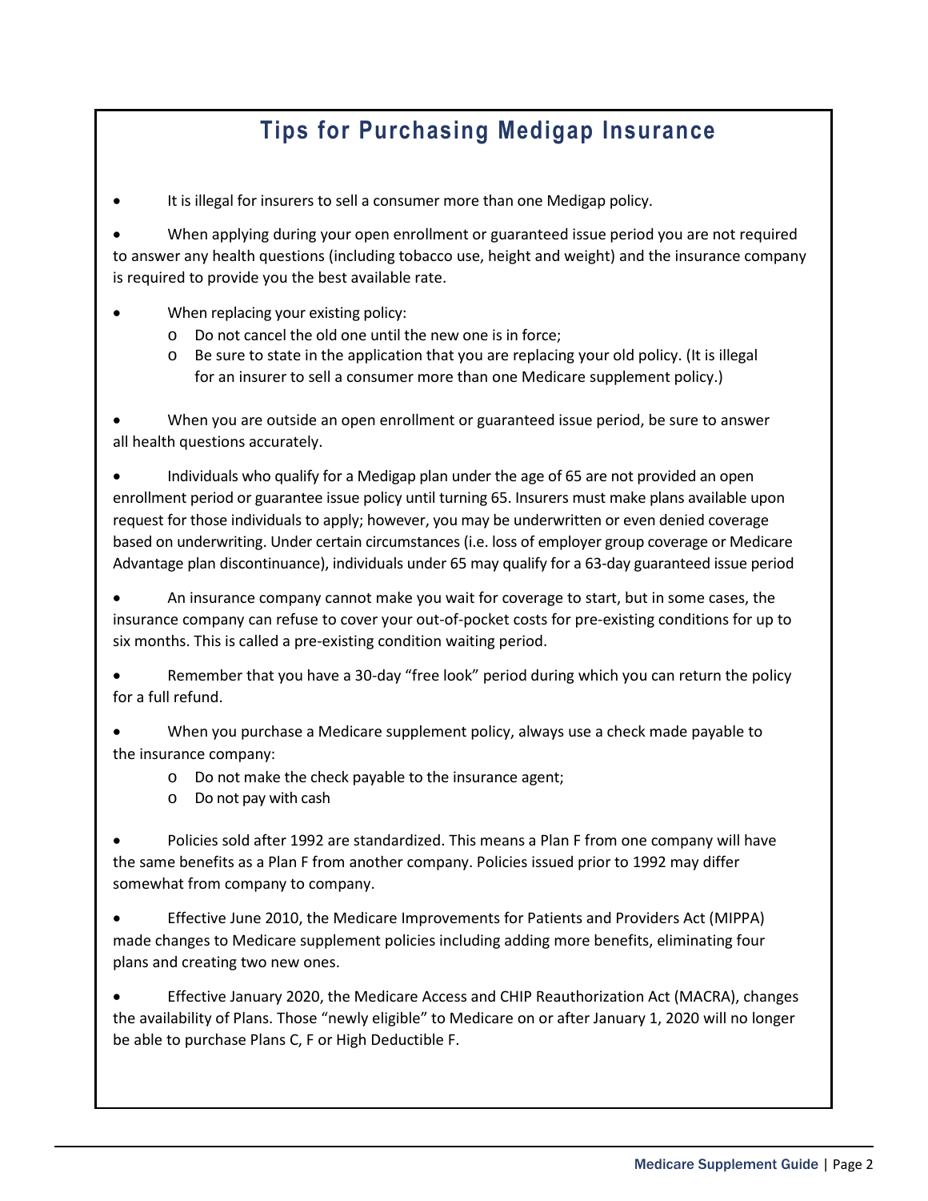## Tips for Purchasing Medigap Insurance

- It is illegal for insurers to sell a consumer more than one Medigap policy.
- When applying during your open enrollment or guaranteed issue period you are not required to answer any health questions (including tobacco use, height and weight) and the insurance company is required to provide you the best available rate.
- When replacing your existing policy:
  - Do not cancel the old one until the new one is in force;
  - Be sure to state in the application that you are replacing your old policy. (It is illegal for an insurer to sell a consumer more than one Medicare supplement policy.)
- When you are outside an open enrollment or guaranteed issue period, be sure to answer all health questions accurately.
- Individuals who qualify for a Medigap plan under the age of 65 are not provided an open enrollment period or guarantee issue policy until turning 65. Insurers must make plans available upon request for those individuals to apply; however, you may be underwritten or even denied coverage based on underwriting. Under certain circumstances (i.e. loss of employer group coverage or Medicare Advantage plan discontinuance), individuals under 65 may qualify for a 63-day guaranteed issue period
- An insurance company cannot make you wait for coverage to start, but in some cases, the insurance company can refuse to cover your out-of-pocket costs for pre-existing conditions for up to six months. This is called a pre-existing condition waiting period.
- Remember that you have a 30-day "free look" period during which you can return the policy for a full refund.
- When you purchase a Medicare supplement policy, always use a check made payable to the insurance company:
  - Do not make the check payable to the insurance agent;
  - Do not pay with cash
- Policies sold after 1992 are standardized. This means a Plan F from one company will have the same benefits as a Plan F from another company. Policies issued prior to 1992 may differ somewhat from company to company.
- Effective June 2010, the Medicare Improvements for Patients and Providers Act (MIPPA) made changes to Medicare supplement policies including adding more benefits, eliminating four plans and creating two new ones.
- Effective January 2020, the Medicare Access and CHIP Reauthorization Act (MACRA), changes the availability of Plans. Those "newly eligible" to Medicare on or after January 1, 2020 will no longer be able to purchase Plans C, F or High Deductible F.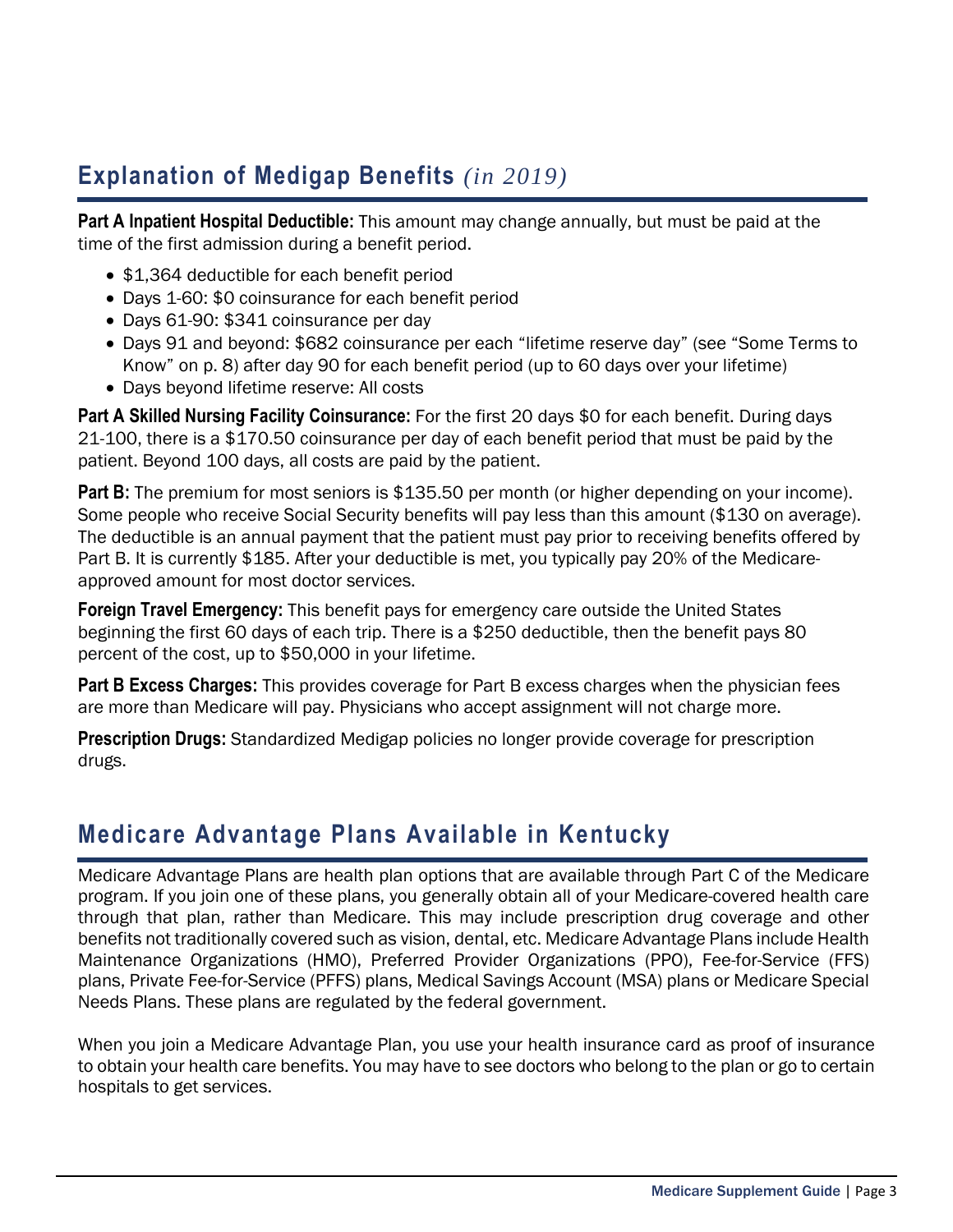## Explanation of Medigap Benefits *(in 2019)*

**Part A Inpatient Hospital Deductible:** This amount may change annually, but must be paid at the time of the first admission during a benefit period.

- $1,364 deductible for each benefit period
- Days 1-60: $0 coinsurance for each benefit period
- Days 61-90: $341 coinsurance per day
- Days 91 and beyond: $682 coinsurance per each "lifetime reserve day" (see "Some Terms to Know" on p. 8) after day 90 for each benefit period (up to 60 days over your lifetime)
- Days beyond lifetime reserve: All costs

**Part A Skilled Nursing Facility Coinsurance:** For the first 20 days $0 for each benefit. During days 21-100, there is a $170.50 coinsurance per day of each benefit period that must be paid by the patient. Beyond 100 days, all costs are paid by the patient.

**Part B:** The premium for most seniors is $135.50 per month (or higher depending on your income). Some people who receive Social Security benefits will pay less than this amount ($130 on average). The deductible is an annual payment that the patient must pay prior to receiving benefits offered by Part B. It is currently $185. After your deductible is met, you typically pay 20% of the Medicare-approved amount for most doctor services.

**Foreign Travel Emergency:** This benefit pays for emergency care outside the United States beginning the first 60 days of each trip. There is a $250 deductible, then the benefit pays 80 percent of the cost, up to $50,000 in your lifetime.

**Part B Excess Charges:** This provides coverage for Part B excess charges when the physician fees are more than Medicare will pay. Physicians who accept assignment will not charge more.

**Prescription Drugs:** Standardized Medigap policies no longer provide coverage for prescription drugs.

## Medicare Advantage Plans Available in Kentucky

Medicare Advantage Plans are health plan options that are available through Part C of the Medicare program. If you join one of these plans, you generally obtain all of your Medicare-covered health care through that plan, rather than Medicare. This may include prescription drug coverage and other benefits not traditionally covered such as vision, dental, etc. Medicare Advantage Plans include Health Maintenance Organizations (HMO), Preferred Provider Organizations (PPO), Fee-for-Service (FFS) plans, Private Fee-for-Service (PFFS) plans, Medical Savings Account (MSA) plans or Medicare Special Needs Plans. These plans are regulated by the federal government.

When you join a Medicare Advantage Plan, you use your health insurance card as proof of insurance to obtain your health care benefits. You may have to see doctors who belong to the plan or go to certain hospitals to get services.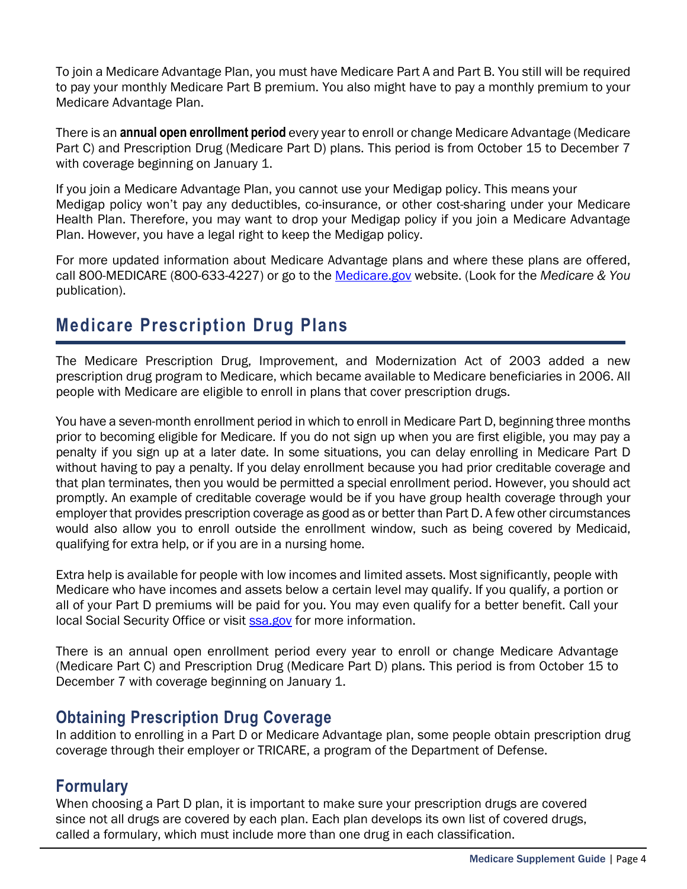To join a Medicare Advantage Plan, you must have Medicare Part A and Part B. You still will be required to pay your monthly Medicare Part B premium. You also might have to pay a monthly premium to your Medicare Advantage Plan.

There is an **annual open enrollment period** every year to enroll or change Medicare Advantage (Medicare Part C) and Prescription Drug (Medicare Part D) plans. This period is from October 15 to December 7 with coverage beginning on January 1.

If you join a Medicare Advantage Plan, you cannot use your Medigap policy. This means your Medigap policy won't pay any deductibles, co-insurance, or other cost-sharing under your Medicare Health Plan. Therefore, you may want to drop your Medigap policy if you join a Medicare Advantage Plan. However, you have a legal right to keep the Medigap policy.

For more updated information about Medicare Advantage plans and where these plans are offered, call 800-MEDICARE (800-633-4227) or go to the Medicare.gov website. (Look for the *Medicare & You* publication).

## Medicare Prescription Drug Plans

The Medicare Prescription Drug, Improvement, and Modernization Act of 2003 added a new prescription drug program to Medicare, which became available to Medicare beneficiaries in 2006. All people with Medicare are eligible to enroll in plans that cover prescription drugs.

You have a seven-month enrollment period in which to enroll in Medicare Part D, beginning three months prior to becoming eligible for Medicare. If you do not sign up when you are first eligible, you may pay a penalty if you sign up at a later date. In some situations, you can delay enrolling in Medicare Part D without having to pay a penalty. If you delay enrollment because you had prior creditable coverage and that plan terminates, then you would be permitted a special enrollment period. However, you should act promptly. An example of creditable coverage would be if you have group health coverage through your employer that provides prescription coverage as good as or better than Part D. A few other circumstances would also allow you to enroll outside the enrollment window, such as being covered by Medicaid, qualifying for extra help, or if you are in a nursing home.

Extra help is available for people with low incomes and limited assets. Most significantly, people with Medicare who have incomes and assets below a certain level may qualify. If you qualify, a portion or all of your Part D premiums will be paid for you. You may even qualify for a better benefit. Call your local Social Security Office or visit ssa.gov for more information.

There is an annual open enrollment period every year to enroll or change Medicare Advantage (Medicare Part C) and Prescription Drug (Medicare Part D) plans. This period is from October 15 to December 7 with coverage beginning on January 1.

### Obtaining Prescription Drug Coverage

In addition to enrolling in a Part D or Medicare Advantage plan, some people obtain prescription drug coverage through their employer or TRICARE, a program of the Department of Defense.

### Formulary

When choosing a Part D plan, it is important to make sure your prescription drugs are covered since not all drugs are covered by each plan. Each plan develops its own list of covered drugs, called a formulary, which must include more than one drug in each classification.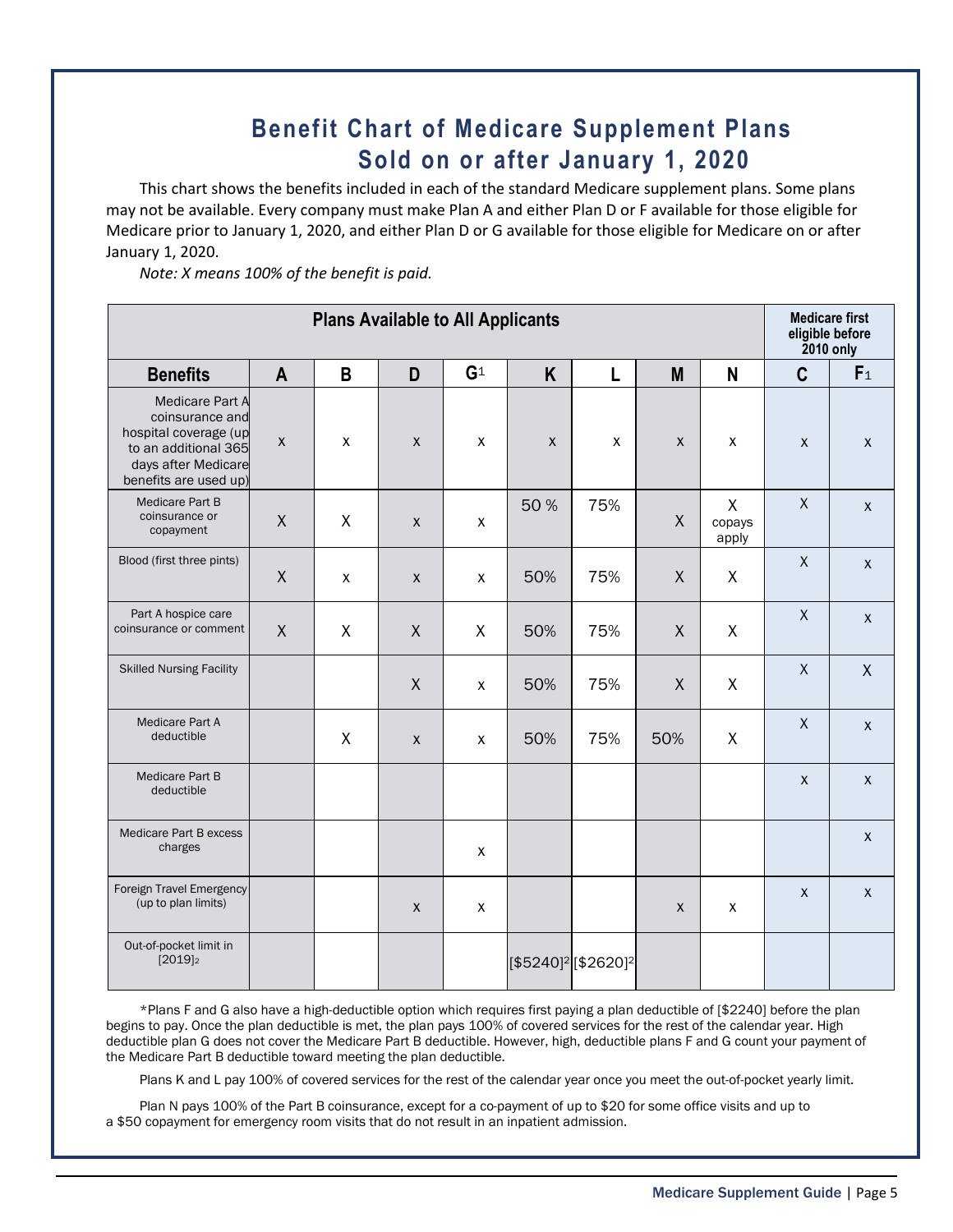# Benefit Chart of Medicare Supplement Plans Sold on or after January 1, 2020

This chart shows the benefits included in each of the standard Medicare supplement plans. Some plans may not be available. Every company must make Plan A and either Plan D or F available for those eligible for Medicare prior to January 1, 2020, and either Plan D or G available for those eligible for Medicare on or after January 1, 2020.

*Note: X means 100% of the benefit is paid.*

| Plans Available to All Applicants | | | | | | | | | Medicare first eligible before 2010 only | |
|---|---|---|---|---|---|---|---|---|---|---|
| **Benefits** | **A** | **B** | **D** | **G**[1] | **K** | **L** | **M** | **N** | **C** | **F**[1] |
| Medicare Part A coinsurance and hospital coverage (up to an additional 365 days after Medicare benefits are used up) | x | x | x | x | x | x | x | x | x | x |
| Medicare Part B coinsurance or copayment | X | X | x | x | 50 % | 75% | X | X copays apply | X | x |
| Blood (first three pints) | X | x | x | x | 50% | 75% | X | X | X | x |
| Part A hospice care coinsurance or comment | X | X | X | X | 50% | 75% | X | X | X | x |
| Skilled Nursing Facility | | | X | x | 50% | 75% | X | X | X | X |
| Medicare Part A deductible | | X | x | x | 50% | 75% | 50% | X | X | x |
| Medicare Part B deductible | | | | | | | | | x | x |
| Medicare Part B excess charges | | | | x | | | | | | x |
| Foreign Travel Emergency (up to plan limits) | | | x | x | | | x | x | x | x |
| Out-of-pocket limit in [2019][2] | | | | | [$5240][2] | [$2620][2] | | | | |

*Plans F and G also have a high-deductible option which requires first paying a plan deductible of [$2240] before the plan begins to pay. Once the plan deductible is met, the plan pays 100% of covered services for the rest of the calendar year. High deductible plan G does not cover the Medicare Part B deductible. However, high, deductible plans F and G count your payment of the Medicare Part B deductible toward meeting the plan deductible.

Plans K and L pay 100% of covered services for the rest of the calendar year once you meet the out-of-pocket yearly limit.

Plan N pays 100% of the Part B coinsurance, except for a co-payment of up to $20 for some office visits and up to a $50 copayment for emergency room visits that do not result in an inpatient admission.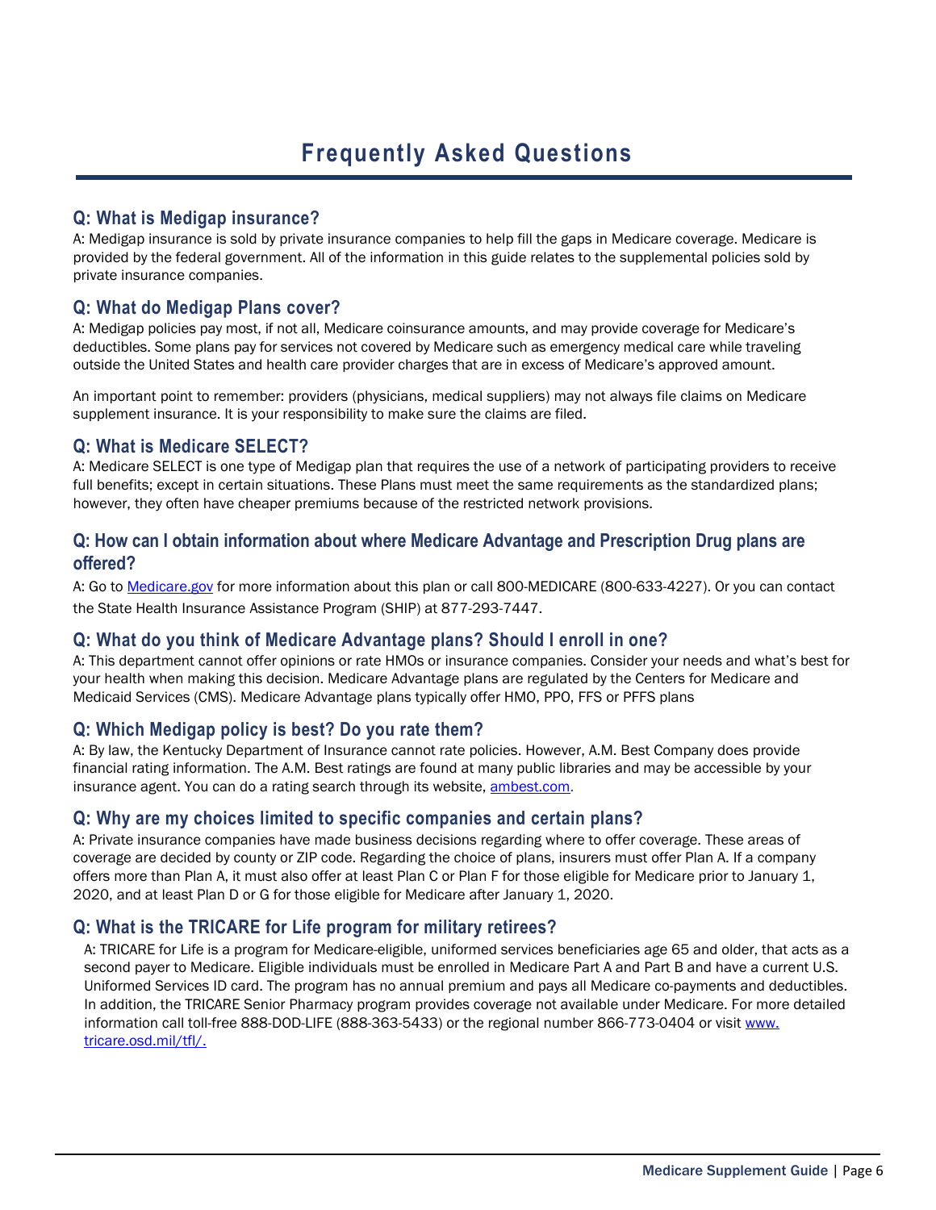# Frequently Asked Questions

### Q: What is Medigap insurance?

A: Medigap insurance is sold by private insurance companies to help fill the gaps in Medicare coverage. Medicare is provided by the federal government. All of the information in this guide relates to the supplemental policies sold by private insurance companies.

### Q: What do Medigap Plans cover?

A: Medigap policies pay most, if not all, Medicare coinsurance amounts, and may provide coverage for Medicare's deductibles. Some plans pay for services not covered by Medicare such as emergency medical care while traveling outside the United States and health care provider charges that are in excess of Medicare's approved amount.

An important point to remember: providers (physicians, medical suppliers) may not always file claims on Medicare supplement insurance. It is your responsibility to make sure the claims are filed.

### Q: What is Medicare SELECT?

A: Medicare SELECT is one type of Medigap plan that requires the use of a network of participating providers to receive full benefits; except in certain situations. These Plans must meet the same requirements as the standardized plans; however, they often have cheaper premiums because of the restricted network provisions.

### Q: How can I obtain information about where Medicare Advantage and Prescription Drug plans are offered?

A: Go to [Medicare.gov](Medicare.gov) for more information about this plan or call 800-MEDICARE (800-633-4227). Or you can contact the State Health Insurance Assistance Program (SHIP) at 877-293-7447.

### Q: What do you think of Medicare Advantage plans? Should I enroll in one?

A: This department cannot offer opinions or rate HMOs or insurance companies. Consider your needs and what's best for your health when making this decision. Medicare Advantage plans are regulated by the Centers for Medicare and Medicaid Services (CMS). Medicare Advantage plans typically offer HMO, PPO, FFS or PFFS plans

### Q: Which Medigap policy is best? Do you rate them?

A: By law, the Kentucky Department of Insurance cannot rate policies. However, A.M. Best Company does provide financial rating information. The A.M. Best ratings are found at many public libraries and may be accessible by your insurance agent. You can do a rating search through its website, [ambest.com](ambest.com).

### Q: Why are my choices limited to specific companies and certain plans?

A: Private insurance companies have made business decisions regarding where to offer coverage. These areas of coverage are decided by county or ZIP code. Regarding the choice of plans, insurers must offer Plan A. If a company offers more than Plan A, it must also offer at least Plan C or Plan F for those eligible for Medicare prior to January 1, 2020, and at least Plan D or G for those eligible for Medicare after January 1, 2020.

### Q: What is the TRICARE for Life program for military retirees?

A: TRICARE for Life is a program for Medicare-eligible, uniformed services beneficiaries age 65 and older, that acts as a second payer to Medicare. Eligible individuals must be enrolled in Medicare Part A and Part B and have a current U.S. Uniformed Services ID card. The program has no annual premium and pays all Medicare co-payments and deductibles. In addition, the TRICARE Senior Pharmacy program provides coverage not available under Medicare. For more detailed information call toll-free 888-DOD-LIFE (888-363-5433) or the regional number 866-773-0404 or visit [www.tricare.osd.mil/tfl/.](www.tricare.osd.mil/tfl/)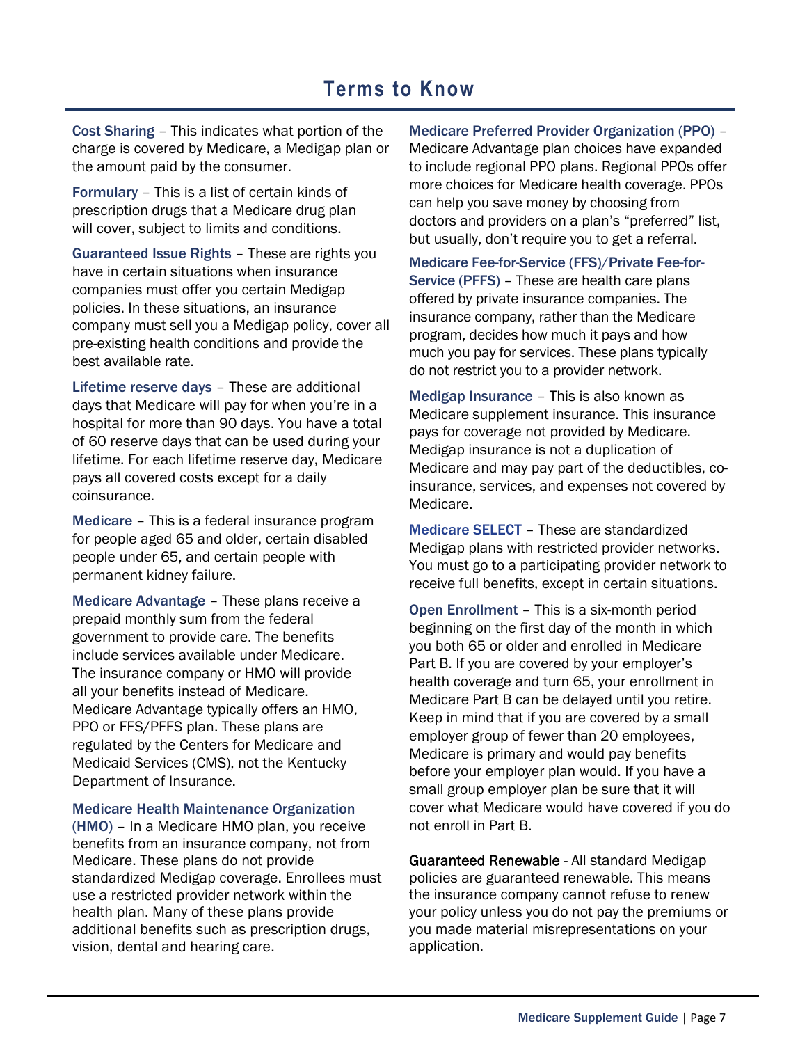# Terms to Know

**Cost Sharing** – This indicates what portion of the charge is covered by Medicare, a Medigap plan or the amount paid by the consumer.

**Formulary** – This is a list of certain kinds of prescription drugs that a Medicare drug plan will cover, subject to limits and conditions.

**Guaranteed Issue Rights** – These are rights you have in certain situations when insurance companies must offer you certain Medigap policies. In these situations, an insurance company must sell you a Medigap policy, cover all pre-existing health conditions and provide the best available rate.

**Lifetime reserve days** – These are additional days that Medicare will pay for when you're in a hospital for more than 90 days. You have a total of 60 reserve days that can be used during your lifetime. For each lifetime reserve day, Medicare pays all covered costs except for a daily coinsurance.

**Medicare** – This is a federal insurance program for people aged 65 and older, certain disabled people under 65, and certain people with permanent kidney failure.

**Medicare Advantage** – These plans receive a prepaid monthly sum from the federal government to provide care. The benefits include services available under Medicare. The insurance company or HMO will provide all your benefits instead of Medicare. Medicare Advantage typically offers an HMO, PPO or FFS/PFFS plan. These plans are regulated by the Centers for Medicare and Medicaid Services (CMS), not the Kentucky Department of Insurance.

**Medicare Health Maintenance Organization (HMO)** – In a Medicare HMO plan, you receive benefits from an insurance company, not from Medicare. These plans do not provide standardized Medigap coverage. Enrollees must use a restricted provider network within the health plan. Many of these plans provide additional benefits such as prescription drugs, vision, dental and hearing care.

**Medicare Preferred Provider Organization (PPO)** – Medicare Advantage plan choices have expanded to include regional PPO plans. Regional PPOs offer more choices for Medicare health coverage. PPOs can help you save money by choosing from doctors and providers on a plan's "preferred" list, but usually, don't require you to get a referral.

**Medicare Fee-for-Service (FFS)/Private Fee-for-Service (PFFS)** – These are health care plans offered by private insurance companies. The insurance company, rather than the Medicare program, decides how much it pays and how much you pay for services. These plans typically do not restrict you to a provider network.

**Medigap Insurance** – This is also known as Medicare supplement insurance. This insurance pays for coverage not provided by Medicare. Medigap insurance is not a duplication of Medicare and may pay part of the deductibles, co-insurance, services, and expenses not covered by Medicare.

**Medicare SELECT** – These are standardized Medigap plans with restricted provider networks. You must go to a participating provider network to receive full benefits, except in certain situations.

**Open Enrollment** – This is a six-month period beginning on the first day of the month in which you both 65 or older and enrolled in Medicare Part B. If you are covered by your employer's health coverage and turn 65, your enrollment in Medicare Part B can be delayed until you retire. Keep in mind that if you are covered by a small employer group of fewer than 20 employees, Medicare is primary and would pay benefits before your employer plan would. If you have a small group employer plan be sure that it will cover what Medicare would have covered if you do not enroll in Part B.

**Guaranteed Renewable** - All standard Medigap policies are guaranteed renewable. This means the insurance company cannot refuse to renew your policy unless you do not pay the premiums or you made material misrepresentations on your application.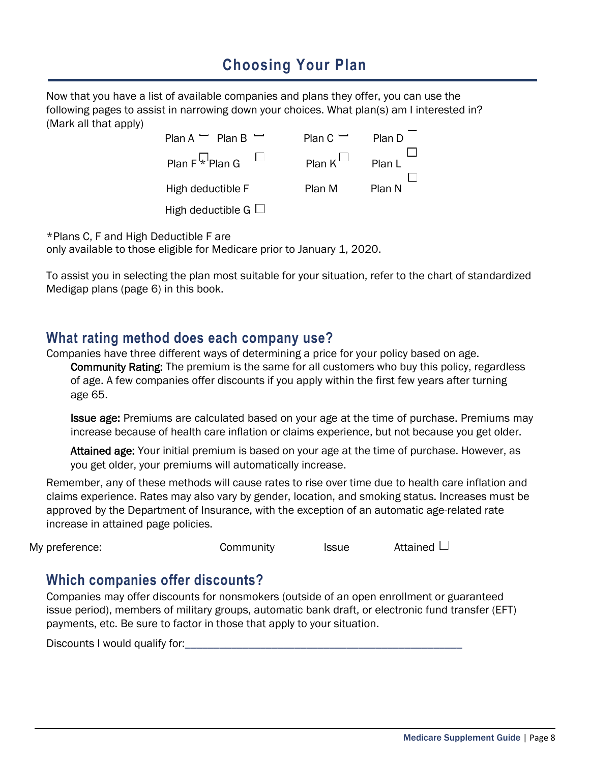# Choosing Your Plan

Now that you have a list of available companies and plans they offer, you can use the following pages to assist in narrowing down your choices. What plan(s) am I interested in? (Mark all that apply)

| | | | |
|---|---|---|---|
| Plan A ☐ | Plan B ☐ | Plan C ☐ | Plan D ☐ |
| Plan F* ☐ | Plan G ☐ | Plan K ☐ | Plan L ☐ |
| High deductible F | | Plan M | Plan N ☐ |
| High deductible G ☐ | | | |

*Plans C, F and High Deductible F are only available to those eligible for Medicare prior to January 1, 2020.

To assist you in selecting the plan most suitable for your situation, refer to the chart of standardized Medigap plans (page 6) in this book.

## What rating method does each company use?

Companies have three different ways of determining a price for your policy based on age.

**Community Rating:** The premium is the same for all customers who buy this policy, regardless of age. A few companies offer discounts if you apply within the first few years after turning age 65.

**Issue age:** Premiums are calculated based on your age at the time of purchase. Premiums may increase because of health care inflation or claims experience, but not because you get older.

**Attained age:** Your initial premium is based on your age at the time of purchase. However, as you get older, your premiums will automatically increase.

Remember, any of these methods will cause rates to rise over time due to health care inflation and claims experience. Rates may also vary by gender, location, and smoking status. Increases must be approved by the Department of Insurance, with the exception of an automatic age-related rate increase in attained page policies.

My preference: Community Issue Attained ☐

## Which companies offer discounts?

Companies may offer discounts for nonsmokers (outside of an open enrollment or guaranteed issue period), members of military groups, automatic bank draft, or electronic fund transfer (EFT) payments, etc. Be sure to factor in those that apply to your situation.

Discounts I would qualify for:_______________________________________________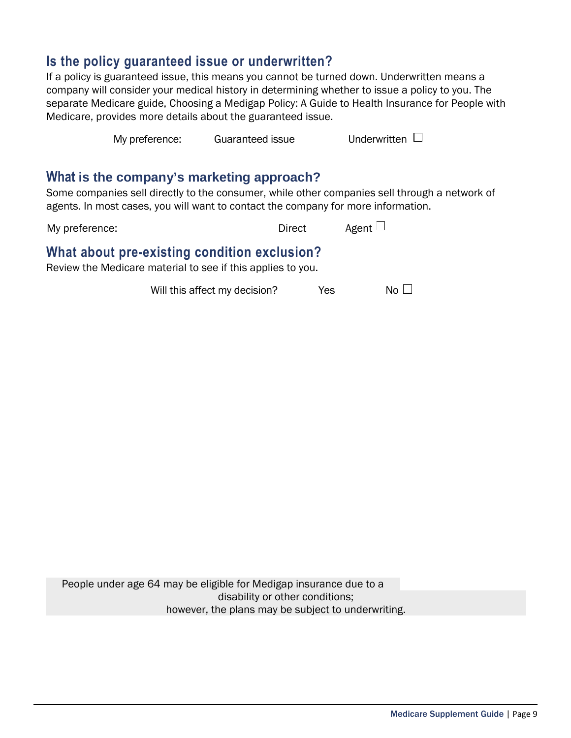## Is the policy guaranteed issue or underwritten?

If a policy is guaranteed issue, this means you cannot be turned down. Underwritten means a company will consider your medical history in determining whether to issue a policy to you. The separate Medicare guide, Choosing a Medigap Policy: A Guide to Health Insurance for People with Medicare, provides more details about the guaranteed issue.

My preference: Guaranteed issue Underwritten ☐

## What is the company's marketing approach?

Some companies sell directly to the consumer, while other companies sell through a network of agents. In most cases, you will want to contact the company for more information.

My preference: Direct Agent ☐

## What about pre-existing condition exclusion?

Review the Medicare material to see if this applies to you.

Will this affect my decision? Yes No ☐

People under age 64 may be eligible for Medigap insurance due to a disability or other conditions; however, the plans may be subject to underwriting.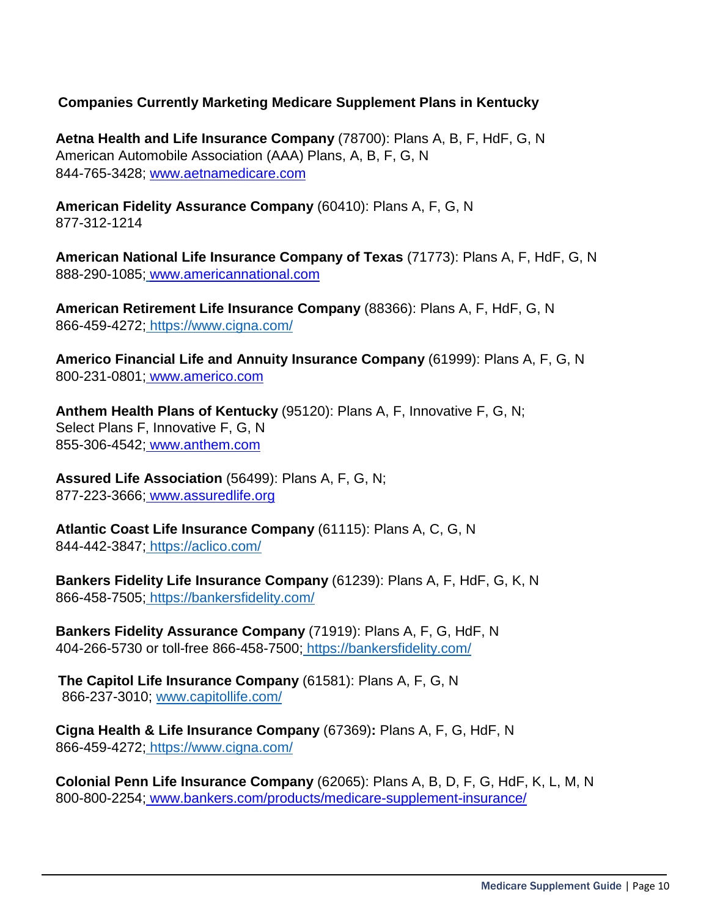## Companies Currently Marketing Medicare Supplement Plans in Kentucky

**Aetna Health and Life Insurance Company** (78700): Plans A, B, F, HdF, G, N
American Automobile Association (AAA) Plans, A, B, F, G, N
844-765-3428; www.aetnamedicare.com

**American Fidelity Assurance Company** (60410): Plans A, F, G, N
877-312-1214

**American National Life Insurance Company of Texas** (71773): Plans A, F, HdF, G, N
888-290-1085; www.americannational.com

**American Retirement Life Insurance Company** (88366): Plans A, F, HdF, G, N
866-459-4272; https://www.cigna.com/

**Americo Financial Life and Annuity Insurance Company** (61999): Plans A, F, G, N
800-231-0801; www.americo.com

**Anthem Health Plans of Kentucky** (95120): Plans A, F, Innovative F, G, N;
Select Plans F, Innovative F, G, N
855-306-4542; www.anthem.com

**Assured Life Association** (56499): Plans A, F, G, N;
877-223-3666; www.assuredlife.org

**Atlantic Coast Life Insurance Company** (61115): Plans A, C, G, N
844-442-3847; https://aclico.com/

**Bankers Fidelity Life Insurance Company** (61239): Plans A, F, HdF, G, K, N
866-458-7505; https://bankersfidelity.com/

**Bankers Fidelity Assurance Company** (71919): Plans A, F, G, HdF, N
404-266-5730 or toll-free 866-458-7500; https://bankersfidelity.com/

**The Capitol Life Insurance Company** (61581): Plans A, F, G, N
866-237-3010; www.capitollife.com/

**Cigna Health & Life Insurance Company** (67369)**:** Plans A, F, G, HdF, N
866-459-4272; https://www.cigna.com/

**Colonial Penn Life Insurance Company** (62065): Plans A, B, D, F, G, HdF, K, L, M, N
800-800-2254; www.bankers.com/products/medicare-supplement-insurance/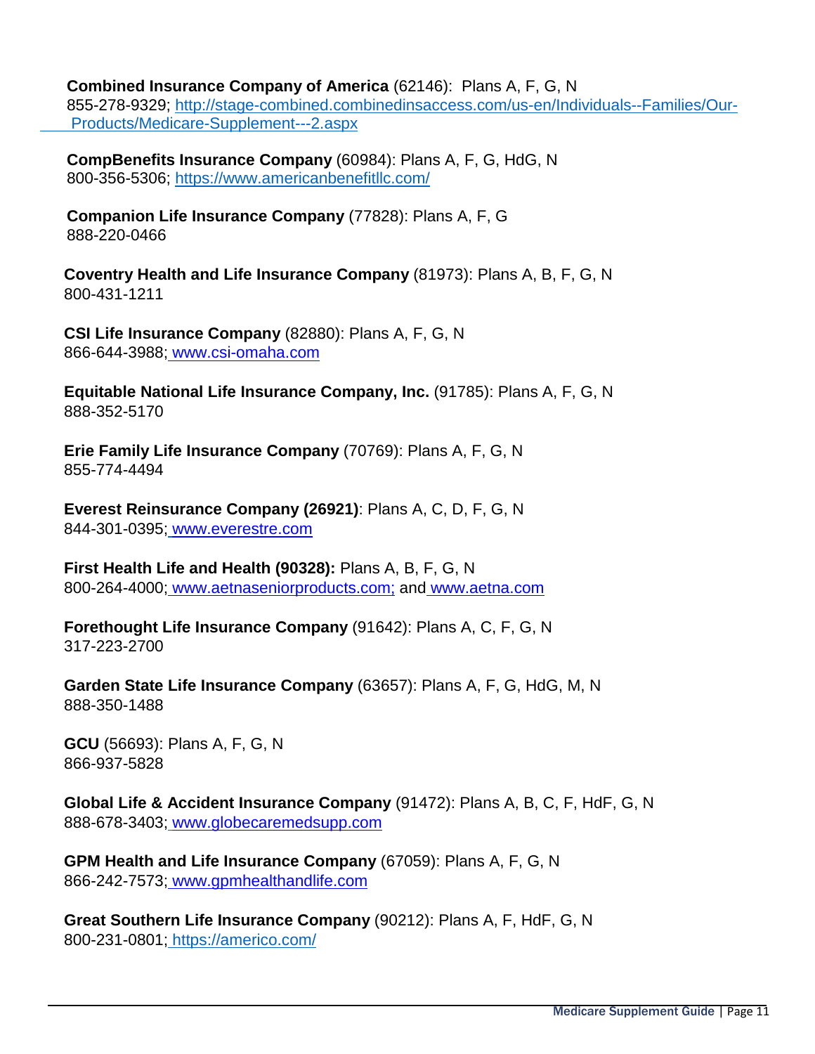**Combined Insurance Company of America** (62146): Plans A, F, G, N
855-278-9329; http://stage-combined.combinedinsaccess.com/us-en/Individuals--Families/Our-Products/Medicare-Supplement---2.aspx

**CompBenefits Insurance Company** (60984): Plans A, F, G, HdG, N
800-356-5306; https://www.americanbenefitllc.com/

**Companion Life Insurance Company** (77828): Plans A, F, G
888-220-0466

**Coventry Health and Life Insurance Company** (81973): Plans A, B, F, G, N
800-431-1211

**CSI Life Insurance Company** (82880): Plans A, F, G, N
866-644-3988; www.csi-omaha.com

**Equitable National Life Insurance Company, Inc.** (91785): Plans A, F, G, N
888-352-5170

**Erie Family Life Insurance Company** (70769): Plans A, F, G, N
855-774-4494

**Everest Reinsurance Company (26921)**: Plans A, C, D, F, G, N
844-301-0395; www.everestre.com

**First Health Life and Health (90328):** Plans A, B, F, G, N
800-264-4000; www.aetnaseniorproducts.com; and www.aetna.com

**Forethought Life Insurance Company** (91642): Plans A, C, F, G, N
317-223-2700

**Garden State Life Insurance Company** (63657): Plans A, F, G, HdG, M, N
888-350-1488

**GCU** (56693): Plans A, F, G, N
866-937-5828

**Global Life & Accident Insurance Company** (91472): Plans A, B, C, F, HdF, G, N
888-678-3403; www.globecaremedsupp.com

**GPM Health and Life Insurance Company** (67059): Plans A, F, G, N
866-242-7573; www.gpmhealthandlife.com

**Great Southern Life Insurance Company** (90212): Plans A, F, HdF, G, N
800-231-0801; https://americo.com/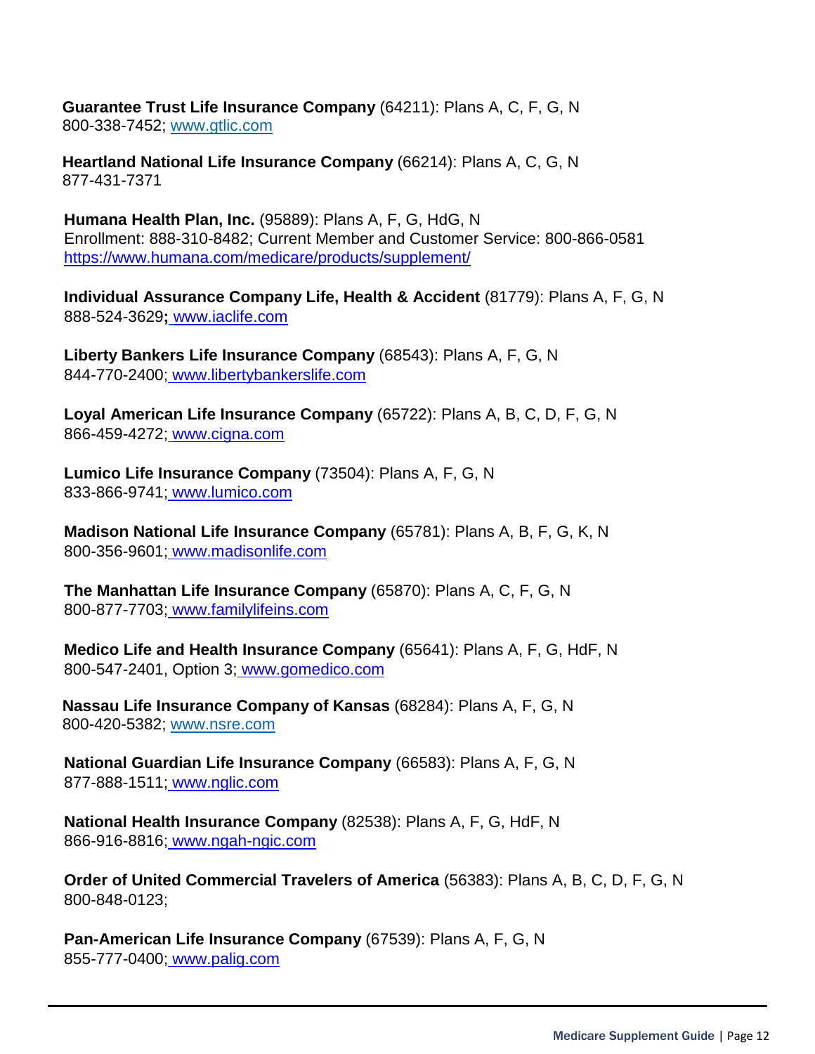**Guarantee Trust Life Insurance Company** (64211): Plans A, C, F, G, N
800-338-7452; www.gtlic.com

**Heartland National Life Insurance Company** (66214): Plans A, C, G, N
877-431-7371

**Humana Health Plan, Inc.** (95889): Plans A, F, G, HdG, N
Enrollment: 888-310-8482; Current Member and Customer Service: 800-866-0581
https://www.humana.com/medicare/products/supplement/

**Individual Assurance Company Life, Health & Accident** (81779): Plans A, F, G, N
888-524-3629**;** www.iaclife.com

**Liberty Bankers Life Insurance Company** (68543): Plans A, F, G, N
844-770-2400; www.libertybankerslife.com

**Loyal American Life Insurance Company** (65722): Plans A, B, C, D, F, G, N
866-459-4272; www.cigna.com

**Lumico Life Insurance Company** (73504): Plans A, F, G, N
833-866-9741; www.lumico.com

**Madison National Life Insurance Company** (65781): Plans A, B, F, G, K, N
800-356-9601; www.madisonlife.com

**The Manhattan Life Insurance Company** (65870): Plans A, C, F, G, N
800-877-7703; www.familylifeins.com

**Medico Life and Health Insurance Company** (65641): Plans A, F, G, HdF, N
800-547-2401, Option 3; www.gomedico.com

**Nassau Life Insurance Company of Kansas** (68284): Plans A, F, G, N
800-420-5382; www.nsre.com

**National Guardian Life Insurance Company** (66583): Plans A, F, G, N
877-888-1511; www.nglic.com

**National Health Insurance Company** (82538): Plans A, F, G, HdF, N
866-916-8816; www.ngah-ngic.com

**Order of United Commercial Travelers of America** (56383): Plans A, B, C, D, F, G, N
800-848-0123;

**Pan-American Life Insurance Company** (67539): Plans A, F, G, N
855-777-0400; www.palig.com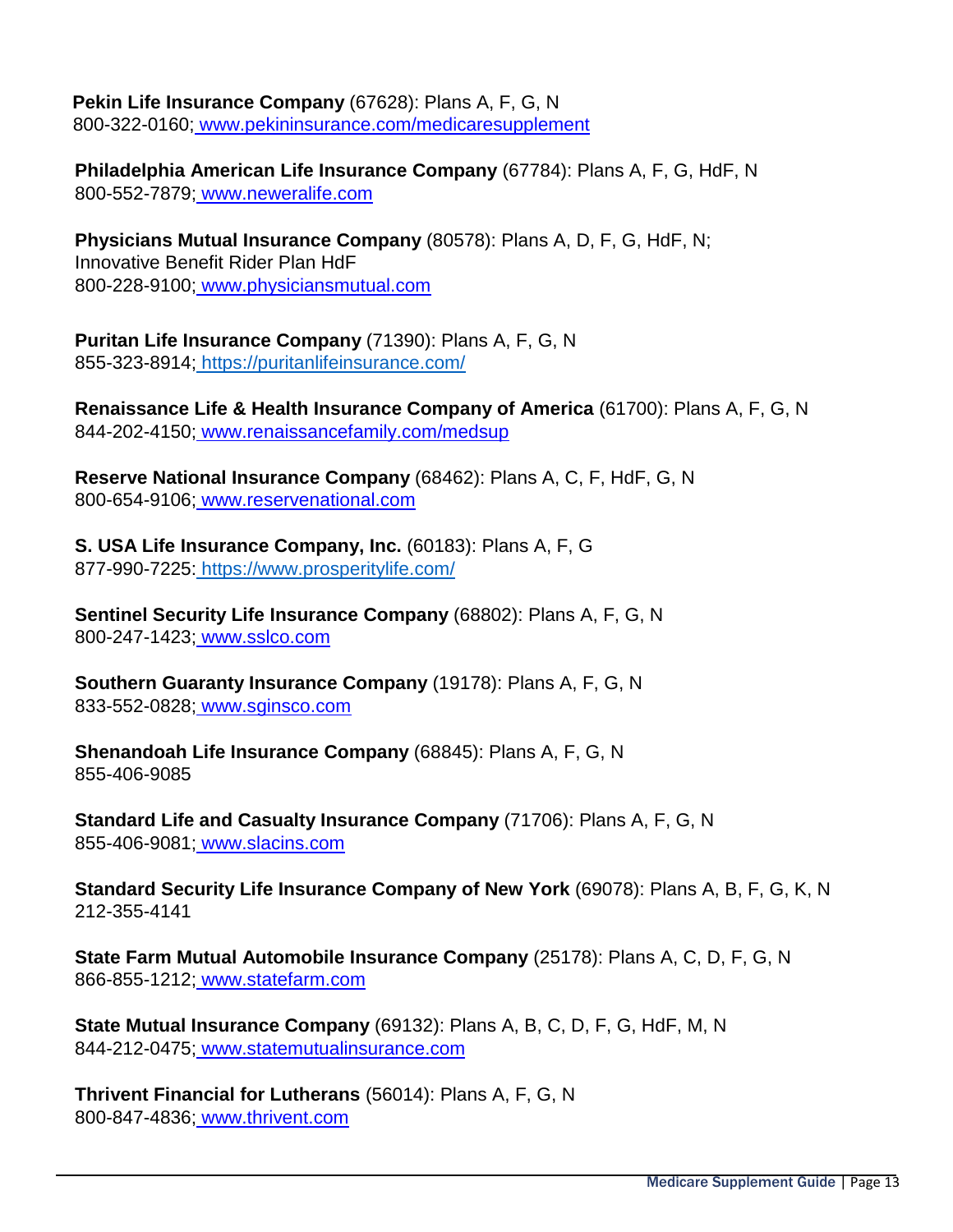**Pekin Life Insurance Company** (67628): Plans A, F, G, N
800-322-0160; www.pekininsurance.com/medicaresupplement

**Philadelphia American Life Insurance Company** (67784): Plans A, F, G, HdF, N
800-552-7879; www.neweralife.com

**Physicians Mutual Insurance Company** (80578): Plans A, D, F, G, HdF, N;
Innovative Benefit Rider Plan HdF
800-228-9100; www.physiciansmutual.com

**Puritan Life Insurance Company** (71390): Plans A, F, G, N
855-323-8914; https://puritanlifeinsurance.com/

**Renaissance Life & Health Insurance Company of America** (61700): Plans A, F, G, N
844-202-4150; www.renaissancefamily.com/medsup

**Reserve National Insurance Company** (68462): Plans A, C, F, HdF, G, N
800-654-9106; www.reservenational.com

**S. USA Life Insurance Company, Inc.** (60183): Plans A, F, G
877-990-7225: https://www.prosperitylife.com/

**Sentinel Security Life Insurance Company** (68802): Plans A, F, G, N
800-247-1423; www.sslco.com

**Southern Guaranty Insurance Company** (19178): Plans A, F, G, N
833-552-0828; www.sginsco.com

**Shenandoah Life Insurance Company** (68845): Plans A, F, G, N
855-406-9085

**Standard Life and Casualty Insurance Company** (71706): Plans A, F, G, N
855-406-9081; www.slacins.com

**Standard Security Life Insurance Company of New York** (69078): Plans A, B, F, G, K, N
212-355-4141

**State Farm Mutual Automobile Insurance Company** (25178): Plans A, C, D, F, G, N
866-855-1212; www.statefarm.com

**State Mutual Insurance Company** (69132): Plans A, B, C, D, F, G, HdF, M, N
844-212-0475; www.statemutualinsurance.com

**Thrivent Financial for Lutherans** (56014): Plans A, F, G, N
800-847-4836; www.thrivent.com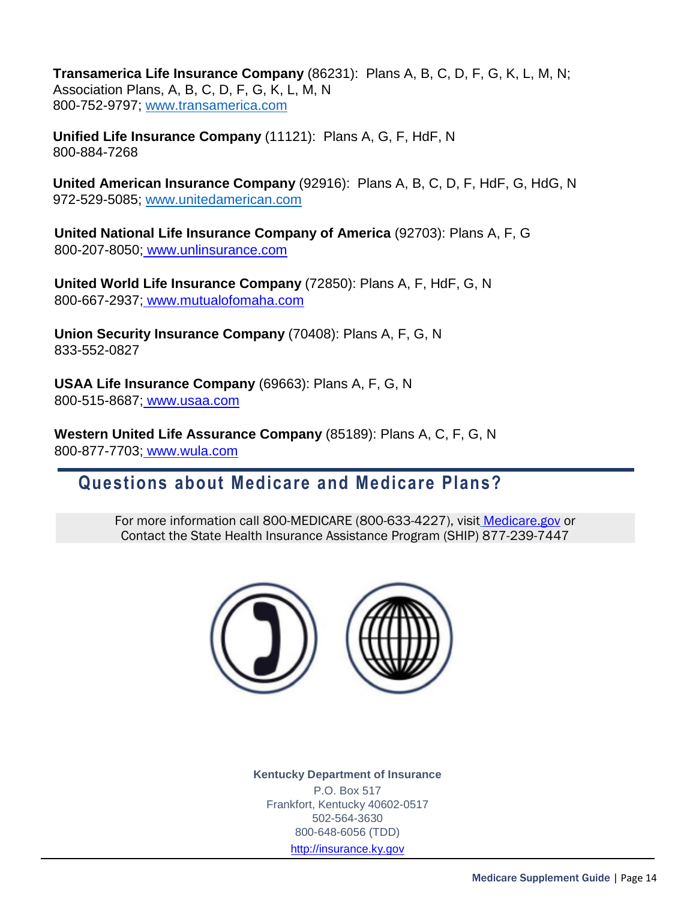**Transamerica Life Insurance Company** (86231): Plans A, B, C, D, F, G, K, L, M, N; Association Plans, A, B, C, D, F, G, K, L, M, N
800-752-9797; www.transamerica.com

**Unified Life Insurance Company** (11121): Plans A, G, F, HdF, N
800-884-7268

**United American Insurance Company** (92916): Plans A, B, C, D, F, HdF, G, HdG, N
972-529-5085; www.unitedamerican.com

**United National Life Insurance Company of America** (92703): Plans A, F, G
800-207-8050; www.unlinsurance.com

**United World Life Insurance Company** (72850): Plans A, F, HdF, G, N
800-667-2937; www.mutualofomaha.com

**Union Security Insurance Company** (70408): Plans A, F, G, N
833-552-0827

**USAA Life Insurance Company** (69663): Plans A, F, G, N
800-515-8687; www.usaa.com

**Western United Life Assurance Company** (85189): Plans A, C, F, G, N
800-877-7703; www.wula.com

## Questions about Medicare and Medicare Plans?

For more information call 800-MEDICARE (800-633-4227), visit Medicare.gov or Contact the State Health Insurance Assistance Program (SHIP) 877-239-7447

**Kentucky Department of Insurance**
P.O. Box 517
Frankfort, Kentucky 40602-0517
502-564-3630
800-648-6056 (TDD)
http://insurance.ky.gov